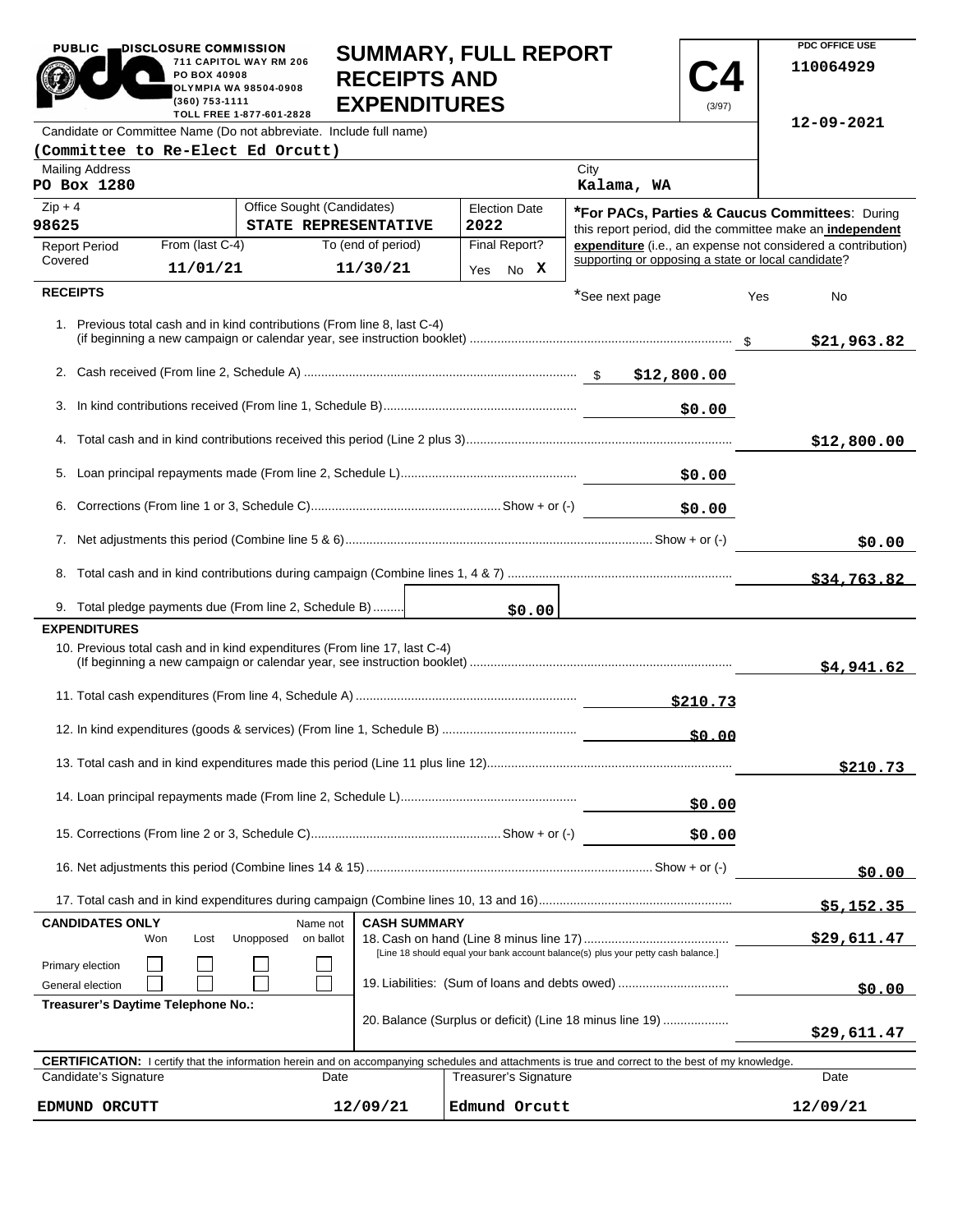PUBLIC DISCLOSURE COMMISSION
711 CAPITOL WAY RM 206
PO BOX 40908
OLYMPIA WA 98504-0908
(360) 753-1111
TOLL FREE 1-877-601-2828

# SUMMARY, FULL REPORT RECEIPTS AND EXPENDITURES

**C4** (3/97)

PDC OFFICE USE
110064929

12-09-2021

Candidate or Committee Name (Do not abbreviate. Include full name)
**(Committee to Re-Elect Ed Orcutt)**

| Mailing Address | City |
|---|---|
| PO Box 1280 | Kalama, WA |

| Zip + 4 | Office Sought (Candidates) | Election Date |
|---|---|---|
| 98625 | STATE REPRESENTATIVE | 2022 |

| Report Period Covered | From (last C-4) | To (end of period) | Final Report? |
|---|---|---|---|
| | 11/01/21 | 11/30/21 | Yes No X |

***For PACs, Parties & Caucus Committees**: During this report period, did the committee make an **independent expenditure** (i.e., an expense not considered a contribution) supporting or opposing a state or local candidate?

*See next page Yes No

## RECEIPTS

| Line | Description | Amount | Total |
|---|---|---|---|
| 1. | Previous total cash and in kind contributions (From line 8, last C-4) (if beginning a new campaign or calendar year, see instruction booklet) | | $21,963.82 |
| 2. | Cash received (From line 2, Schedule A) | $12,800.00 | |
| 3. | In kind contributions received (From line 1, Schedule B) | $0.00 | |
| 4. | Total cash and in kind contributions received this period (Line 2 plus 3) | | $12,800.00 |
| 5. | Loan principal repayments made (From line 2, Schedule L) | $0.00 | |
| 6. | Corrections (From line 1 or 3, Schedule C) Show + or (-) | $0.00 | |
| 7. | Net adjustments this period (Combine line 5 & 6) Show + or (-) | | $0.00 |
| 8. | Total cash and in kind contributions during campaign (Combine lines 1, 4 & 7) | | $34,763.82 |
| 9. | Total pledge payments due (From line 2, Schedule B) | $0.00 | |

## EXPENDITURES

| Line | Description | Amount | Total |
|---|---|---|---|
| 10. | Previous total cash and in kind expenditures (From line 17, last C-4) (If beginning a new campaign or calendar year, see instruction booklet) | | $4,941.62 |
| 11. | Total cash expenditures (From line 4, Schedule A) | $210.73 | |
| 12. | In kind expenditures (goods & services) (From line 1, Schedule B) | $0.00 | |
| 13. | Total cash and in kind expenditures made this period (Line 11 plus line 12) | | $210.73 |
| 14. | Loan principal repayments made (From line 2, Schedule L) | $0.00 | |
| 15. | Corrections (From line 2 or 3, Schedule C) Show + or (-) | $0.00 | |
| 16. | Net adjustments this period (Combine lines 14 & 15) Show + or (-) | | $0.00 |
| 17. | Total cash and in kind expenditures during campaign (Combine lines 10, 13 and 16) | | $5,152.35 |

**CANDIDATES ONLY**

| | Won | Lost | Unopposed | Name not on ballot |
|---|---|---|---|---|
| Primary election | ☐ | ☐ | ☐ | ☐ |
| General election | ☐ | ☐ | ☐ | ☐ |

**Treasurer's Daytime Telephone No.:**

**CASH SUMMARY**

| Line | Description | Amount |
|---|---|---|
| 18. | Cash on hand (Line 8 minus line 17) [Line 18 should equal your bank account balance(s) plus your petty cash balance.] | $29,611.47 |
| 19. | Liabilities: (Sum of loans and debts owed) | $0.00 |
| 20. | Balance (Surplus or deficit) (Line 18 minus line 19) | $29,611.47 |

**CERTIFICATION:** I certify that the information herein and on accompanying schedules and attachments is true and correct to the best of my knowledge.

| Candidate's Signature | Date | Treasurer's Signature | Date |
|---|---|---|---|
| EDMUND ORCUTT | 12/09/21 | Edmund Orcutt | 12/09/21 |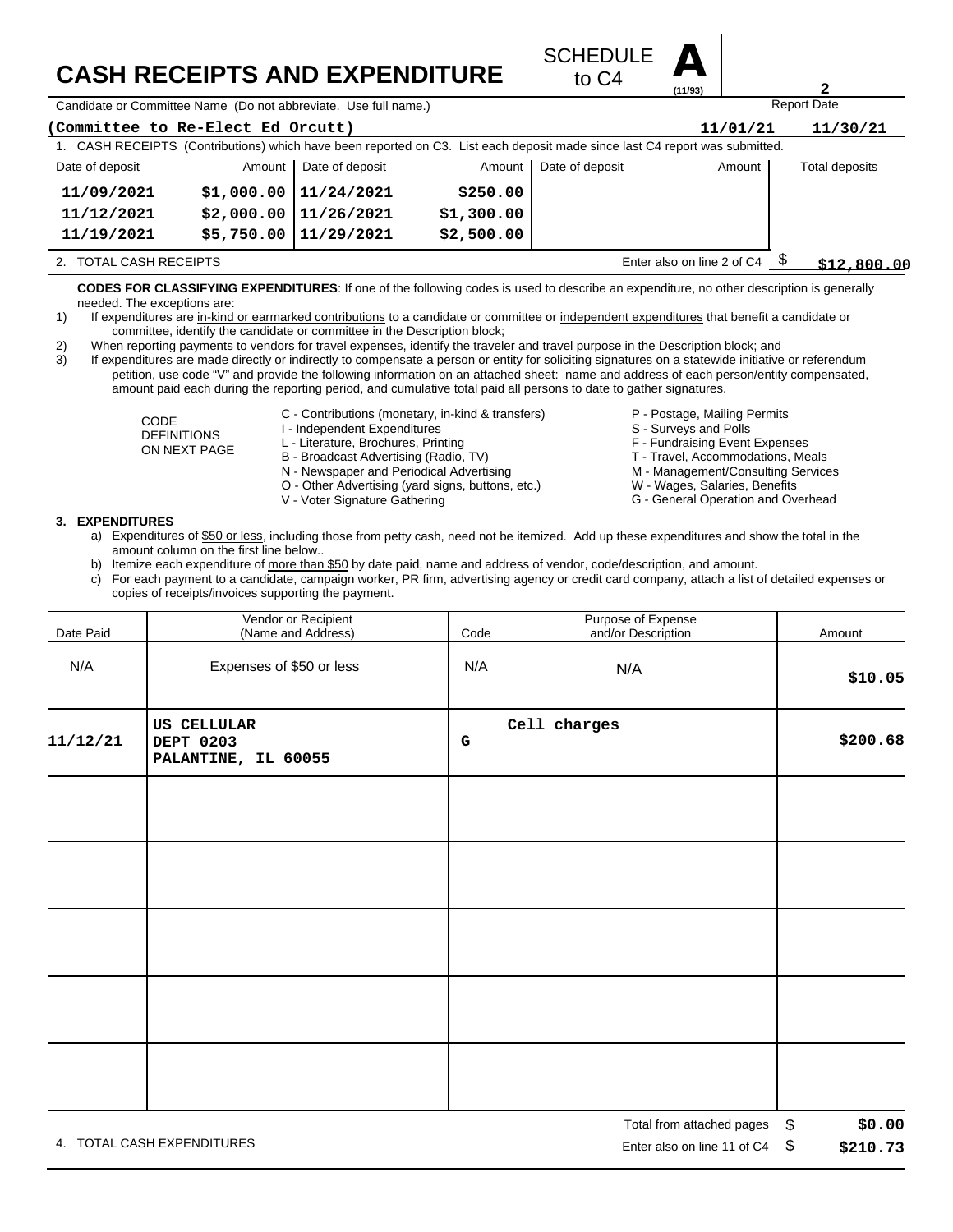# CASH RECEIPTS AND EXPENDITURE

SCHEDULE **A** to C4 (11/93)

**2**

| Candidate or Committee Name (Do not abbreviate. Use full name.) | Report Date | |
|---|---|---|
| (Committee to Re-Elect Ed Orcutt) | 11/01/21 | 11/30/21 |

1. CASH RECEIPTS (Contributions) which have been reported on C3. List each deposit made since last C4 report was submitted.

| Date of deposit | Amount | Date of deposit | Amount | Date of deposit | Amount | Total deposits |
|---|---|---|---|---|---|---|
| 11/09/2021 | $1,000.00 | 11/24/2021 | $250.00 | | | |
| 11/12/2021 | $2,000.00 | 11/26/2021 | $1,300.00 | | | |
| 11/19/2021 | $5,750.00 | 11/29/2021 | $2,500.00 | | | |

2. TOTAL CASH RECEIPTS — Enter also on line 2 of C4 $ **$12,800.00**

**CODES FOR CLASSIFYING EXPENDITURES**: If one of the following codes is used to describe an expenditure, no other description is generally needed. The exceptions are:

1) If expenditures are in-kind or earmarked contributions to a candidate or committee or independent expenditures that benefit a candidate or committee, identify the candidate or committee in the Description block;
2) When reporting payments to vendors for travel expenses, identify the traveler and travel purpose in the Description block; and
3) If expenditures are made directly or indirectly to compensate a person or entity for soliciting signatures on a statewide initiative or referendum petition, use code "V" and provide the following information on an attached sheet: name and address of each person/entity compensated, amount paid each during the reporting period, and cumulative total paid all persons to date to gather signatures.

CODE DEFINITIONS ON NEXT PAGE

- C - Contributions (monetary, in-kind & transfers)
- I - Independent Expenditures
- L - Literature, Brochures, Printing
- B - Broadcast Advertising (Radio, TV)
- N - Newspaper and Periodical Advertising
- O - Other Advertising (yard signs, buttons, etc.)
- V - Voter Signature Gathering
- P - Postage, Mailing Permits
- S - Surveys and Polls
- F - Fundraising Event Expenses
- T - Travel, Accommodations, Meals
- M - Management/Consulting Services
- W - Wages, Salaries, Benefits
- G - General Operation and Overhead

**3. EXPENDITURES**

a) Expenditures of $50 or less, including those from petty cash, need not be itemized. Add up these expenditures and show the total in the amount column on the first line below..
b) Itemize each expenditure of more than $50 by date paid, name and address of vendor, code/description, and amount.
c) For each payment to a candidate, campaign worker, PR firm, advertising agency or credit card company, attach a list of detailed expenses or copies of receipts/invoices supporting the payment.

| Date Paid | Vendor or Recipient (Name and Address) | Code | Purpose of Expense and/or Description | Amount |
|---|---|---|---|---|
| N/A | Expenses of $50 or less | N/A | N/A | $10.05 |
| 11/12/21 | US CELLULAR DEPT 0203 PALANTINE, IL 60055 | G | Cell charges | $200.68 |
| | | | | |
| | | | | |
| | | | | |
| | | | | |
| | | | | |

Total from attached pages $ **$0.00**

4. TOTAL CASH EXPENDITURES — Enter also on line 11 of C4 $ **$210.73**